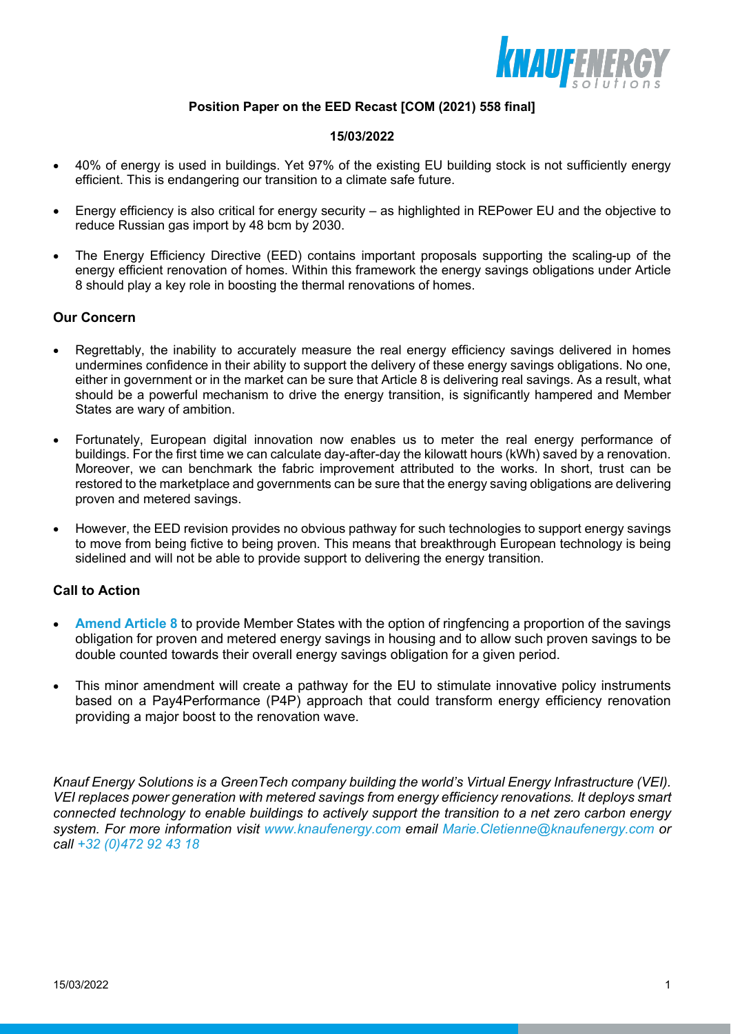**Position Paper on the EED Recast [COM (2021) 558 final]**

**15/03/2022**

- 40% of energy is used in buildings. Yet 97% of the existing EU building stock is not sufficiently energy efficient. This is endangering our transition to a climate safe future.
- Energy efficiency is also critical for energy security – as highlighted in REPower EU and the objective to reduce Russian gas import by 48 bcm by 2030.
- The Energy Efficiency Directive (EED) contains important proposals supporting the scaling-up of the energy efficient renovation of homes. Within this framework the energy savings obligations under Article 8 should play a key role in boosting the thermal renovations of homes.

## Our Concern

- Regrettably, the inability to accurately measure the real energy efficiency savings delivered in homes undermines confidence in their ability to support the delivery of these energy savings obligations. No one, either in government or in the market can be sure that Article 8 is delivering real savings. As a result, what should be a powerful mechanism to drive the energy transition, is significantly hampered and Member States are wary of ambition.
- Fortunately, European digital innovation now enables us to meter the real energy performance of buildings. For the first time we can calculate day-after-day the kilowatt hours (kWh) saved by a renovation. Moreover, we can benchmark the fabric improvement attributed to the works. In short, trust can be restored to the marketplace and governments can be sure that the energy saving obligations are delivering proven and metered savings.
- However, the EED revision provides no obvious pathway for such technologies to support energy savings to move from being fictive to being proven. This means that breakthrough European technology is being sidelined and will not be able to provide support to delivering the energy transition.

## Call to Action

- **Amend Article 8** to provide Member States with the option of ringfencing a proportion of the savings obligation for proven and metered energy savings in housing and to allow such proven savings to be double counted towards their overall energy savings obligation for a given period.
- This minor amendment will create a pathway for the EU to stimulate innovative policy instruments based on a Pay4Performance (P4P) approach that could transform energy efficiency renovation providing a major boost to the renovation wave.

*Knauf Energy Solutions is a GreenTech company building the world's Virtual Energy Infrastructure (VEI). VEI replaces power generation with metered savings from energy efficiency renovations. It deploys smart connected technology to enable buildings to actively support the transition to a net zero carbon energy system. For more information visit www.knaufenergy.com email Marie.Cletienne@knaufenergy.com or call +32 (0)472 92 43 18*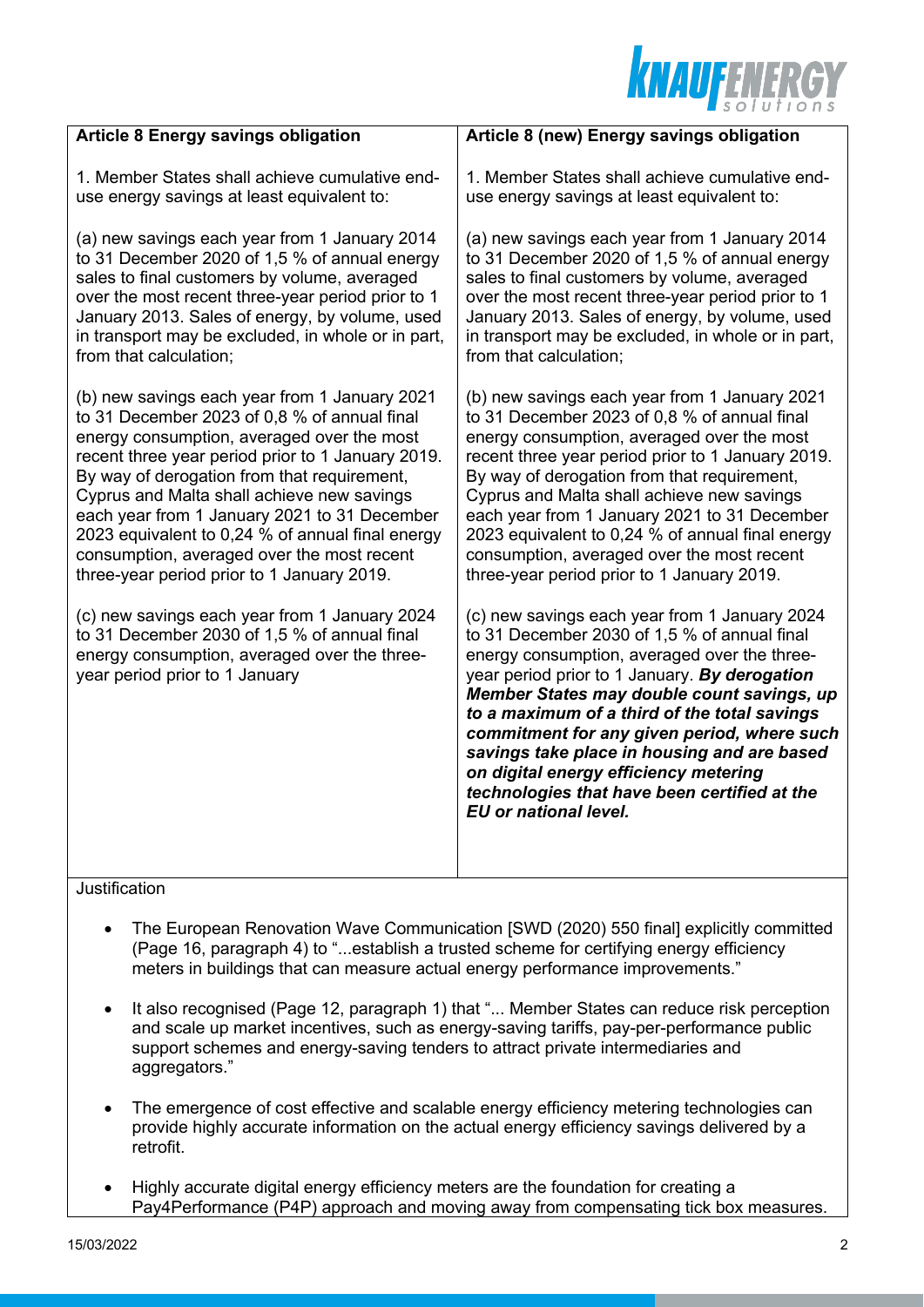| Article 8 Energy savings obligation | Article 8 (new) Energy savings obligation |
|---|---|
| 1. Member States shall achieve cumulative end-use energy savings at least equivalent to:<br><br>(a) new savings each year from 1 January 2014 to 31 December 2020 of 1,5 % of annual energy sales to final customers by volume, averaged over the most recent three-year period prior to 1 January 2013. Sales of energy, by volume, used in transport may be excluded, in whole or in part, from that calculation;<br><br>(b) new savings each year from 1 January 2021 to 31 December 2023 of 0,8 % of annual final energy consumption, averaged over the most recent three year period prior to 1 January 2019. By way of derogation from that requirement, Cyprus and Malta shall achieve new savings each year from 1 January 2021 to 31 December 2023 equivalent to 0,24 % of annual final energy consumption, averaged over the most recent three-year period prior to 1 January 2019.<br><br>(c) new savings each year from 1 January 2024 to 31 December 2030 of 1,5 % of annual final energy consumption, averaged over the three-year period prior to 1 January | 1. Member States shall achieve cumulative end-use energy savings at least equivalent to:<br><br>(a) new savings each year from 1 January 2014 to 31 December 2020 of 1,5 % of annual energy sales to final customers by volume, averaged over the most recent three-year period prior to 1 January 2013. Sales of energy, by volume, used in transport may be excluded, in whole or in part, from that calculation;<br><br>(b) new savings each year from 1 January 2021 to 31 December 2023 of 0,8 % of annual final energy consumption, averaged over the most recent three year period prior to 1 January 2019. By way of derogation from that requirement, Cyprus and Malta shall achieve new savings each year from 1 January 2021 to 31 December 2023 equivalent to 0,24 % of annual final energy consumption, averaged over the most recent three-year period prior to 1 January 2019.<br><br>(c) new savings each year from 1 January 2024 to 31 December 2030 of 1,5 % of annual final energy consumption, averaged over the three-year period prior to 1 January. ***By derogation Member States may double count savings, up to a maximum of a third of the total savings commitment for any given period, where such savings take place in housing and are based on digital energy efficiency metering technologies that have been certified at the EU or national level.*** |

Justification

- The European Renovation Wave Communication [SWD (2020) 550 final] explicitly committed (Page 16, paragraph 4) to "...establish a trusted scheme for certifying energy efficiency meters in buildings that can measure actual energy performance improvements."

- It also recognised (Page 12, paragraph 1) that "... Member States can reduce risk perception and scale up market incentives, such as energy-saving tariffs, pay-per-performance public support schemes and energy-saving tenders to attract private intermediaries and aggregators."

- The emergence of cost effective and scalable energy efficiency metering technologies can provide highly accurate information on the actual energy efficiency savings delivered by a retrofit.

- Highly accurate digital energy efficiency meters are the foundation for creating a Pay4Performance (P4P) approach and moving away from compensating tick box measures.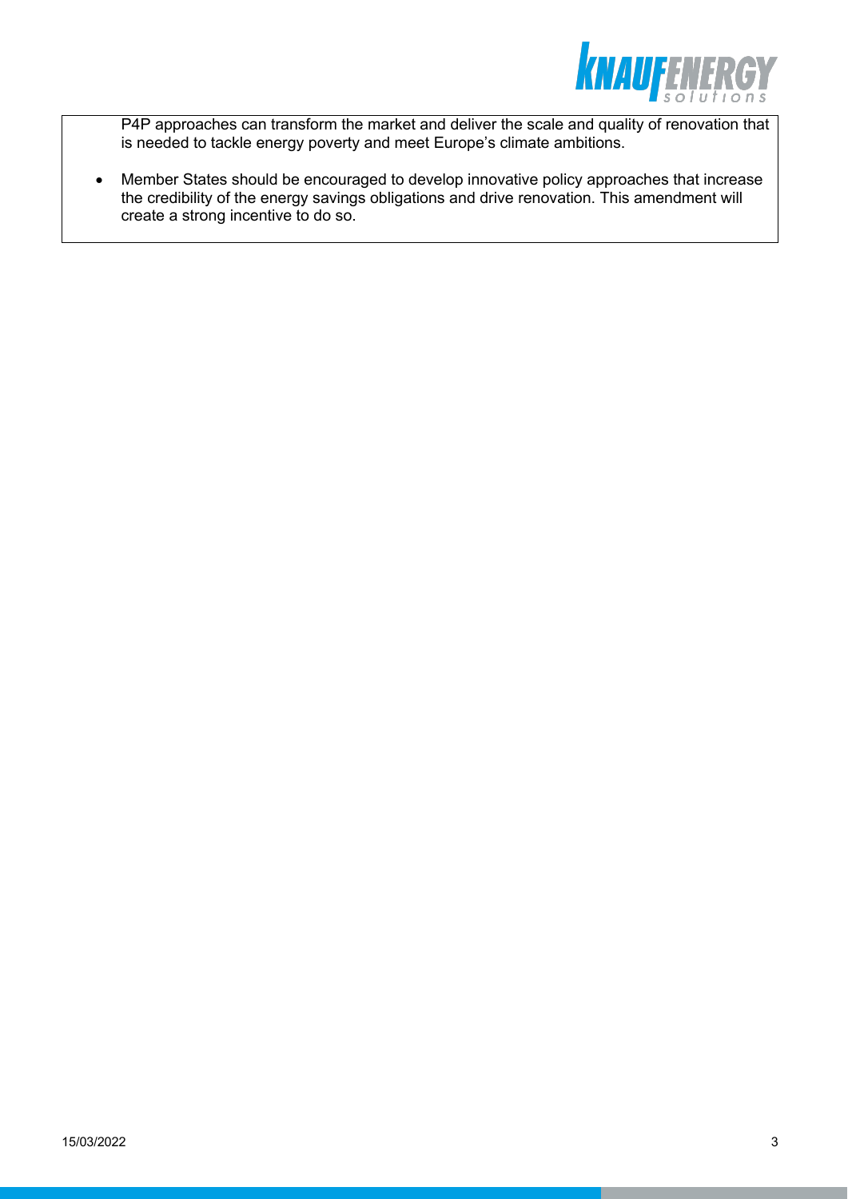P4P approaches can transform the market and deliver the scale and quality of renovation that is needed to tackle energy poverty and meet Europe's climate ambitions.

- Member States should be encouraged to develop innovative policy approaches that increase the credibility of the energy savings obligations and drive renovation. This amendment will create a strong incentive to do so.